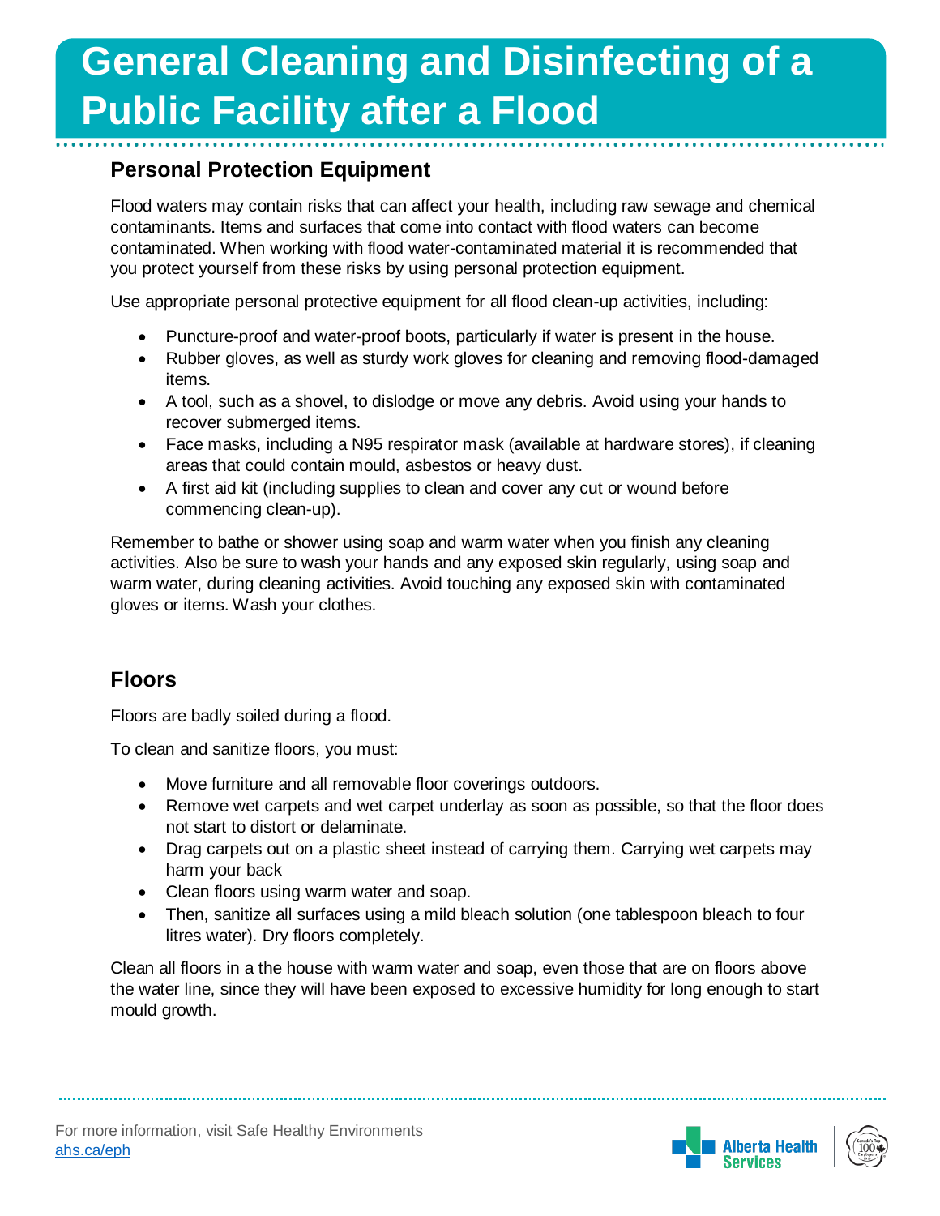# General Cleaning and Disinfecting of a Public Facility after a Flood

## Personal Protection Equipment

Flood waters may contain risks that can affect your health, including raw sewage and chemical contaminants. Items and surfaces that come into contact with flood waters can become contaminated. When working with flood water-contaminated material it is recommended that you protect yourself from these risks by using personal protection equipment.

Use appropriate personal protective equipment for all flood clean-up activities, including:

- Puncture-proof and water-proof boots, particularly if water is present in the house.
- Rubber gloves, as well as sturdy work gloves for cleaning and removing flood-damaged items.
- A tool, such as a shovel, to dislodge or move any debris. Avoid using your hands to recover submerged items.
- Face masks, including a N95 respirator mask (available at hardware stores), if cleaning areas that could contain mould, asbestos or heavy dust.
- A first aid kit (including supplies to clean and cover any cut or wound before commencing clean-up).

Remember to bathe or shower using soap and warm water when you finish any cleaning activities. Also be sure to wash your hands and any exposed skin regularly, using soap and warm water, during cleaning activities. Avoid touching any exposed skin with contaminated gloves or items. Wash your clothes.

## Floors

Floors are badly soiled during a flood.

To clean and sanitize floors, you must:

- Move furniture and all removable floor coverings outdoors.
- Remove wet carpets and wet carpet underlay as soon as possible, so that the floor does not start to distort or delaminate.
- Drag carpets out on a plastic sheet instead of carrying them. Carrying wet carpets may harm your back
- Clean floors using warm water and soap.
- Then, sanitize all surfaces using a mild bleach solution (one tablespoon bleach to four litres water). Dry floors completely.

Clean all floors in a the house with warm water and soap, even those that are on floors above the water line, since they will have been exposed to excessive humidity for long enough to start mould growth.

For more information, visit Safe Healthy Environments
ahs.ca/eph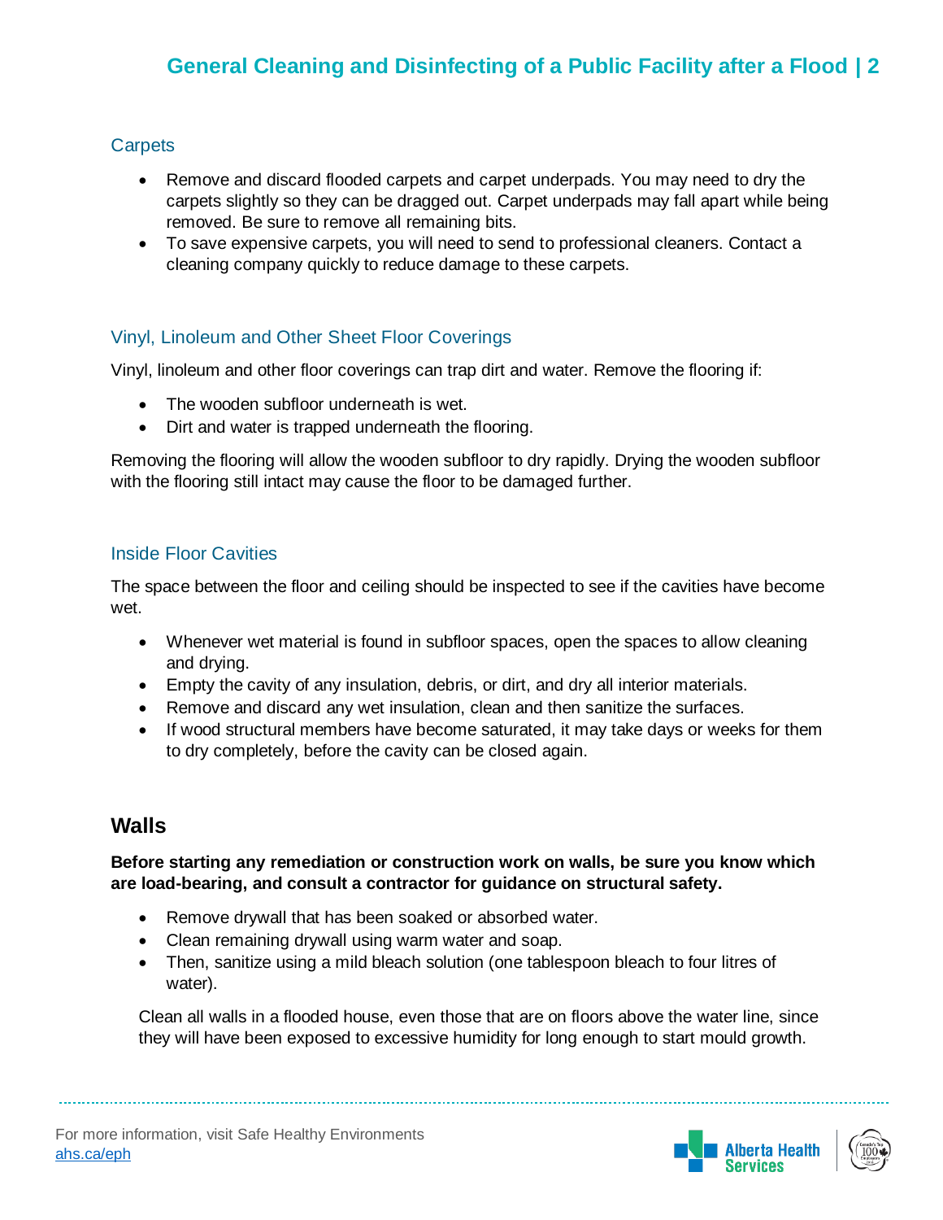### Carpets

- Remove and discard flooded carpets and carpet underpads. You may need to dry the carpets slightly so they can be dragged out. Carpet underpads may fall apart while being removed. Be sure to remove all remaining bits.
- To save expensive carpets, you will need to send to professional cleaners. Contact a cleaning company quickly to reduce damage to these carpets.

### Vinyl, Linoleum and Other Sheet Floor Coverings

Vinyl, linoleum and other floor coverings can trap dirt and water. Remove the flooring if:

- The wooden subfloor underneath is wet.
- Dirt and water is trapped underneath the flooring.

Removing the flooring will allow the wooden subfloor to dry rapidly. Drying the wooden subfloor with the flooring still intact may cause the floor to be damaged further.

### Inside Floor Cavities

The space between the floor and ceiling should be inspected to see if the cavities have become wet.

- Whenever wet material is found in subfloor spaces, open the spaces to allow cleaning and drying.
- Empty the cavity of any insulation, debris, or dirt, and dry all interior materials.
- Remove and discard any wet insulation, clean and then sanitize the surfaces.
- If wood structural members have become saturated, it may take days or weeks for them to dry completely, before the cavity can be closed again.

## Walls

**Before starting any remediation or construction work on walls, be sure you know which are load-bearing, and consult a contractor for guidance on structural safety.**

- Remove drywall that has been soaked or absorbed water.
- Clean remaining drywall using warm water and soap.
- Then, sanitize using a mild bleach solution (one tablespoon bleach to four litres of water).

Clean all walls in a flooded house, even those that are on floors above the water line, since they will have been exposed to excessive humidity for long enough to start mould growth.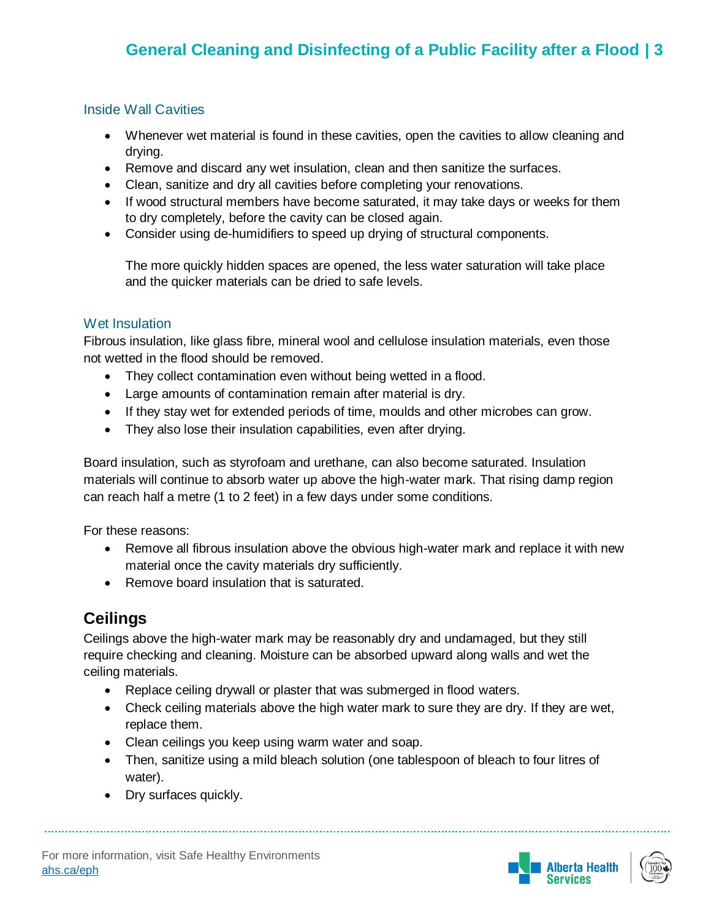### Inside Wall Cavities

- Whenever wet material is found in these cavities, open the cavities to allow cleaning and drying.
- Remove and discard any wet insulation, clean and then sanitize the surfaces.
- Clean, sanitize and dry all cavities before completing your renovations.
- If wood structural members have become saturated, it may take days or weeks for them to dry completely, before the cavity can be closed again.
- Consider using de-humidifiers to speed up drying of structural components.

  The more quickly hidden spaces are opened, the less water saturation will take place and the quicker materials can be dried to safe levels.

### Wet Insulation

Fibrous insulation, like glass fibre, mineral wool and cellulose insulation materials, even those not wetted in the flood should be removed.

- They collect contamination even without being wetted in a flood.
- Large amounts of contamination remain after material is dry.
- If they stay wet for extended periods of time, moulds and other microbes can grow.
- They also lose their insulation capabilities, even after drying.

Board insulation, such as styrofoam and urethane, can also become saturated. Insulation materials will continue to absorb water up above the high-water mark. That rising damp region can reach half a metre (1 to 2 feet) in a few days under some conditions.

For these reasons:

- Remove all fibrous insulation above the obvious high-water mark and replace it with new material once the cavity materials dry sufficiently.
- Remove board insulation that is saturated.

## Ceilings

Ceilings above the high-water mark may be reasonably dry and undamaged, but they still require checking and cleaning. Moisture can be absorbed upward along walls and wet the ceiling materials.

- Replace ceiling drywall or plaster that was submerged in flood waters.
- Check ceiling materials above the high water mark to sure they are dry. If they are wet, replace them.
- Clean ceilings you keep using warm water and soap.
- Then, sanitize using a mild bleach solution (one tablespoon of bleach to four litres of water).
- Dry surfaces quickly.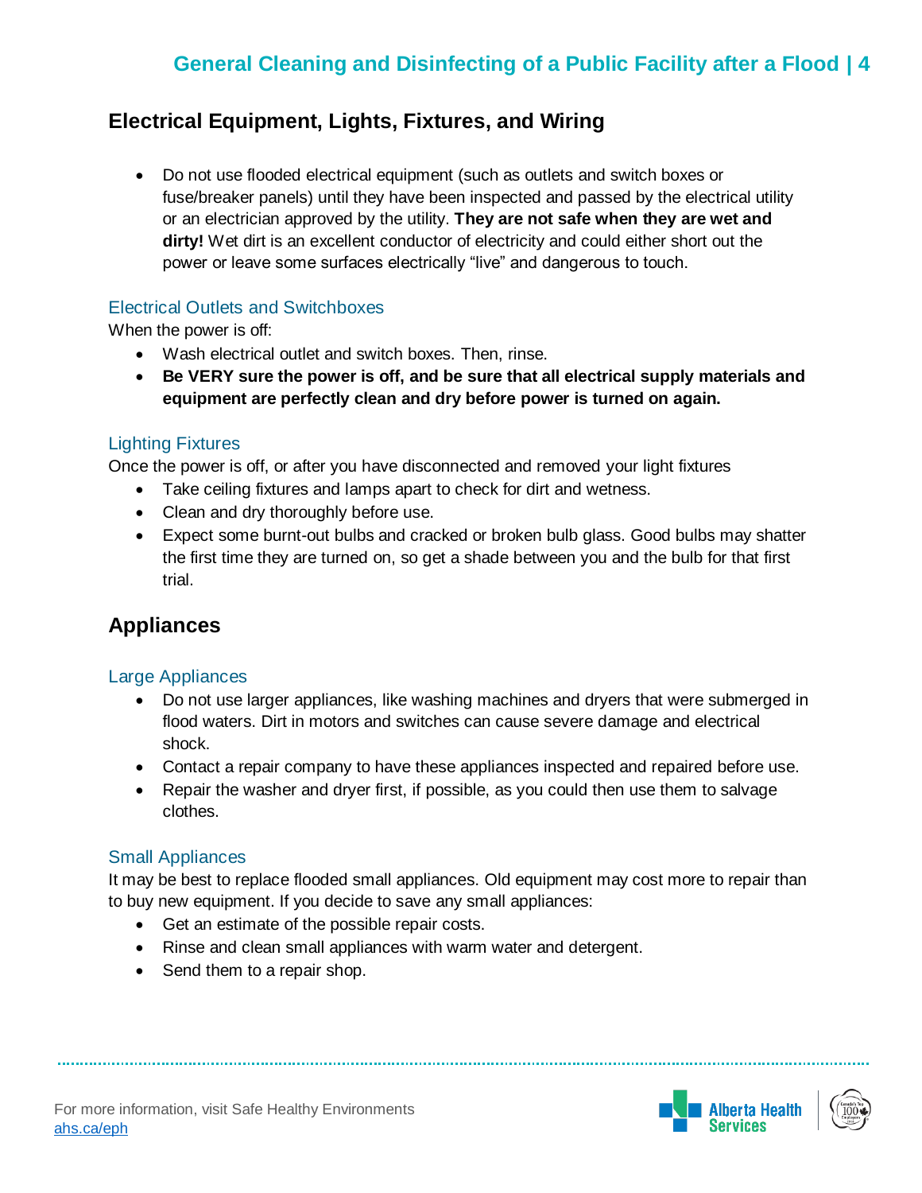## Electrical Equipment, Lights, Fixtures, and Wiring

- Do not use flooded electrical equipment (such as outlets and switch boxes or fuse/breaker panels) until they have been inspected and passed by the electrical utility or an electrician approved by the utility. **They are not safe when they are wet and dirty!** Wet dirt is an excellent conductor of electricity and could either short out the power or leave some surfaces electrically "live" and dangerous to touch.

### Electrical Outlets and Switchboxes

When the power is off:

- Wash electrical outlet and switch boxes. Then, rinse.
- **Be VERY sure the power is off, and be sure that all electrical supply materials and equipment are perfectly clean and dry before power is turned on again.**

### Lighting Fixtures

Once the power is off, or after you have disconnected and removed your light fixtures

- Take ceiling fixtures and lamps apart to check for dirt and wetness.
- Clean and dry thoroughly before use.
- Expect some burnt-out bulbs and cracked or broken bulb glass. Good bulbs may shatter the first time they are turned on, so get a shade between you and the bulb for that first trial.

## Appliances

### Large Appliances

- Do not use larger appliances, like washing machines and dryers that were submerged in flood waters. Dirt in motors and switches can cause severe damage and electrical shock.
- Contact a repair company to have these appliances inspected and repaired before use.
- Repair the washer and dryer first, if possible, as you could then use them to salvage clothes.

### Small Appliances

It may be best to replace flooded small appliances. Old equipment may cost more to repair than to buy new equipment. If you decide to save any small appliances:

- Get an estimate of the possible repair costs.
- Rinse and clean small appliances with warm water and detergent.
- Send them to a repair shop.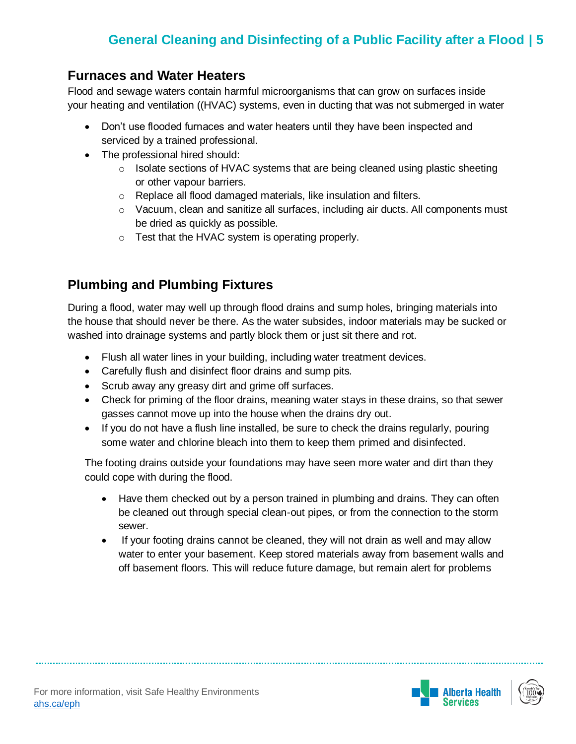## Furnaces and Water Heaters

Flood and sewage waters contain harmful microorganisms that can grow on surfaces inside your heating and ventilation ((HVAC) systems, even in ducting that was not submerged in water

- Don't use flooded furnaces and water heaters until they have been inspected and serviced by a trained professional.
- The professional hired should:
    - Isolate sections of HVAC systems that are being cleaned using plastic sheeting or other vapour barriers.
    - Replace all flood damaged materials, like insulation and filters.
    - Vacuum, clean and sanitize all surfaces, including air ducts. All components must be dried as quickly as possible.
    - Test that the HVAC system is operating properly.

## Plumbing and Plumbing Fixtures

During a flood, water may well up through flood drains and sump holes, bringing materials into the house that should never be there. As the water subsides, indoor materials may be sucked or washed into drainage systems and partly block them or just sit there and rot.

- Flush all water lines in your building, including water treatment devices.
- Carefully flush and disinfect floor drains and sump pits.
- Scrub away any greasy dirt and grime off surfaces.
- Check for priming of the floor drains, meaning water stays in these drains, so that sewer gasses cannot move up into the house when the drains dry out.
- If you do not have a flush line installed, be sure to check the drains regularly, pouring some water and chlorine bleach into them to keep them primed and disinfected.

The footing drains outside your foundations may have seen more water and dirt than they could cope with during the flood.

- Have them checked out by a person trained in plumbing and drains. They can often be cleaned out through special clean-out pipes, or from the connection to the storm sewer.
- If your footing drains cannot be cleaned, they will not drain as well and may allow water to enter your basement. Keep stored materials away from basement walls and off basement floors. This will reduce future damage, but remain alert for problems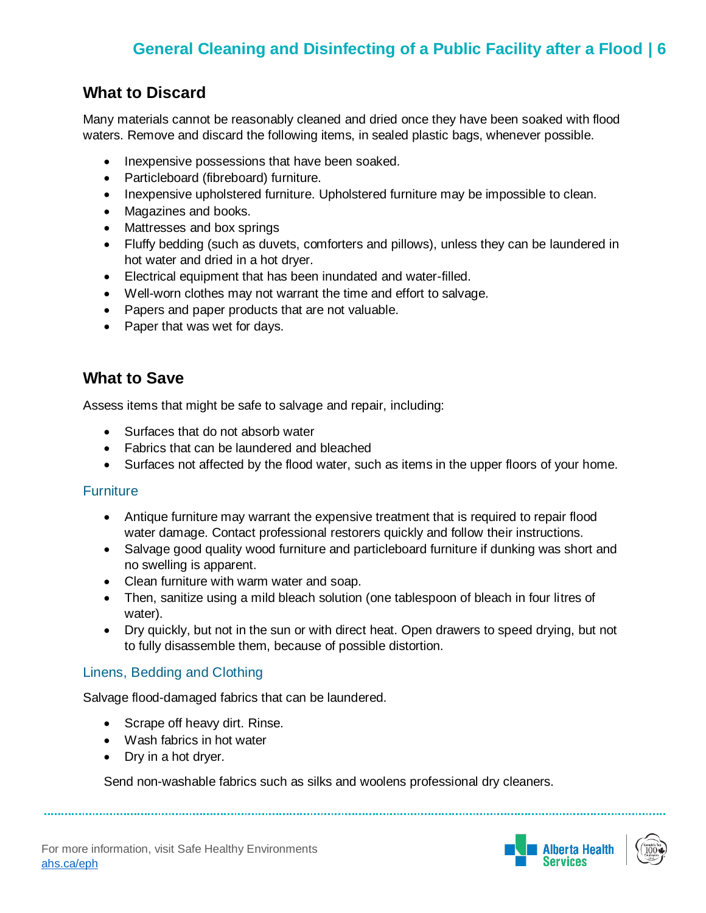## What to Discard

Many materials cannot be reasonably cleaned and dried once they have been soaked with flood waters. Remove and discard the following items, in sealed plastic bags, whenever possible.

- Inexpensive possessions that have been soaked.
- Particleboard (fibreboard) furniture.
- Inexpensive upholstered furniture. Upholstered furniture may be impossible to clean.
- Magazines and books.
- Mattresses and box springs
- Fluffy bedding (such as duvets, comforters and pillows), unless they can be laundered in hot water and dried in a hot dryer.
- Electrical equipment that has been inundated and water-filled.
- Well-worn clothes may not warrant the time and effort to salvage.
- Papers and paper products that are not valuable.
- Paper that was wet for days.

## What to Save

Assess items that might be safe to salvage and repair, including:

- Surfaces that do not absorb water
- Fabrics that can be laundered and bleached
- Surfaces not affected by the flood water, such as items in the upper floors of your home.

### Furniture

- Antique furniture may warrant the expensive treatment that is required to repair flood water damage. Contact professional restorers quickly and follow their instructions.
- Salvage good quality wood furniture and particleboard furniture if dunking was short and no swelling is apparent.
- Clean furniture with warm water and soap.
- Then, sanitize using a mild bleach solution (one tablespoon of bleach in four litres of water).
- Dry quickly, but not in the sun or with direct heat. Open drawers to speed drying, but not to fully disassemble them, because of possible distortion.

### Linens, Bedding and Clothing

Salvage flood-damaged fabrics that can be laundered.

- Scrape off heavy dirt. Rinse.
- Wash fabrics in hot water
- Dry in a hot dryer.

Send non-washable fabrics such as silks and woolens professional dry cleaners.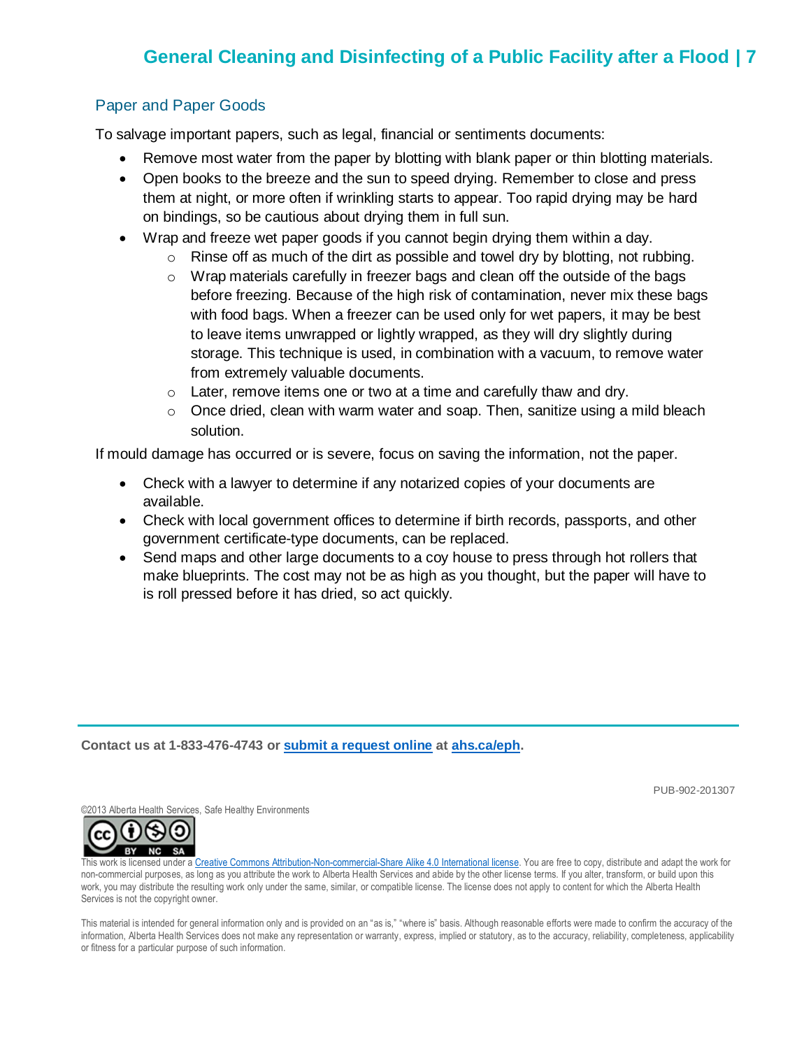## Paper and Paper Goods

To salvage important papers, such as legal, financial or sentiments documents:

- Remove most water from the paper by blotting with blank paper or thin blotting materials.
- Open books to the breeze and the sun to speed drying. Remember to close and press them at night, or more often if wrinkling starts to appear. Too rapid drying may be hard on bindings, so be cautious about drying them in full sun.
- Wrap and freeze wet paper goods if you cannot begin drying them within a day.
  - Rinse off as much of the dirt as possible and towel dry by blotting, not rubbing.
  - Wrap materials carefully in freezer bags and clean off the outside of the bags before freezing. Because of the high risk of contamination, never mix these bags with food bags. When a freezer can be used only for wet papers, it may be best to leave items unwrapped or lightly wrapped, as they will dry slightly during storage. This technique is used, in combination with a vacuum, to remove water from extremely valuable documents.
  - Later, remove items one or two at a time and carefully thaw and dry.
  - Once dried, clean with warm water and soap. Then, sanitize using a mild bleach solution.

If mould damage has occurred or is severe, focus on saving the information, not the paper.

- Check with a lawyer to determine if any notarized copies of your documents are available.
- Check with local government offices to determine if birth records, passports, and other government certificate-type documents, can be replaced.
- Send maps and other large documents to a coy house to press through hot rollers that make blueprints. The cost may not be as high as you thought, but the paper will have to is roll pressed before it has dried, so act quickly.

**Contact us at 1-833-476-4743 or submit a request online at ahs.ca/eph.**

PUB-902-201307

©2013 Alberta Health Services, Safe Healthy Environments

This work is licensed under a Creative Commons Attribution-Non-commercial-Share Alike 4.0 International license. You are free to copy, distribute and adapt the work for non-commercial purposes, as long as you attribute the work to Alberta Health Services and abide by the other license terms. If you alter, transform, or build upon this work, you may distribute the resulting work only under the same, similar, or compatible license. The license does not apply to content for which the Alberta Health Services is not the copyright owner.

This material is intended for general information only and is provided on an "as is," "where is" basis. Although reasonable efforts were made to confirm the accuracy of the information, Alberta Health Services does not make any representation or warranty, express, implied or statutory, as to the accuracy, reliability, completeness, applicability or fitness for a particular purpose of such information.